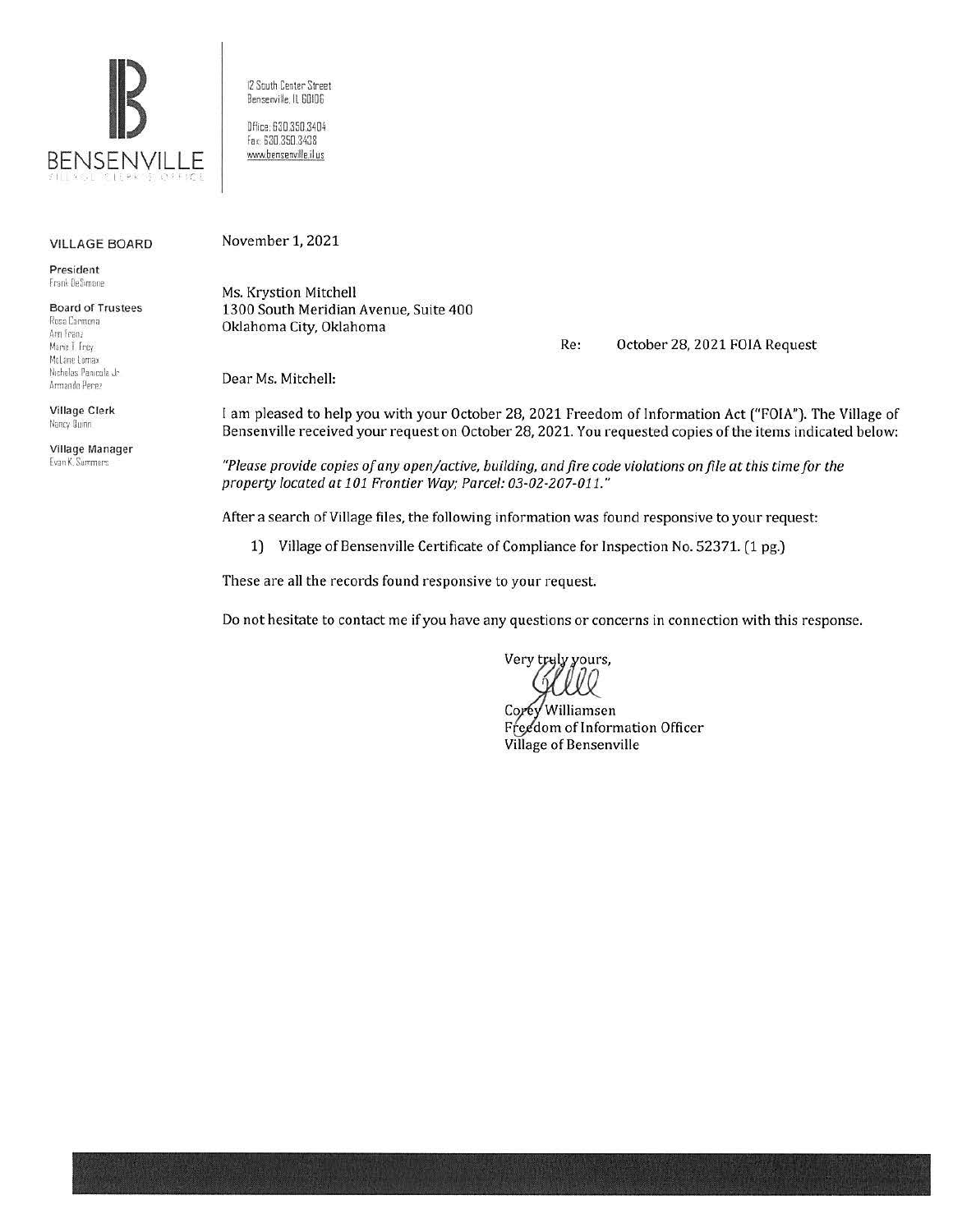BENSENVILLE
VILLAGE CLERK'S OFFICE

12 South Center Street
Bensenville, IL 60106

Office: 630.350.3404
Fax: 630.350.3438
www.bensenville.il.us

**VILLAGE BOARD**

**President**
Frank DeSimone

**Board of Trustees**
Rosa Carmona
Ann Franz
Marie T. Frey
McLane Lomax
Nicholas Panicola Jr.
Armando Perez

**Village Clerk**
Nancy Quinn

**Village Manager**
Evan K. Summers

November 1, 2021

Ms. Krystion Mitchell
1300 South Meridian Avenue, Suite 400
Oklahoma City, Oklahoma

Re: October 28, 2021 FOIA Request

Dear Ms. Mitchell:

I am pleased to help you with your October 28, 2021 Freedom of Information Act ("FOIA"). The Village of Bensenville received your request on October 28, 2021. You requested copies of the items indicated below:

*"Please provide copies of any open/active, building, and fire code violations on file at this time for the property located at 101 Frontier Way; Parcel: 03-02-207-011."*

After a search of Village files, the following information was found responsive to your request:

1) Village of Bensenville Certificate of Compliance for Inspection No. 52371. (1 pg.)

These are all the records found responsive to your request.

Do not hesitate to contact me if you have any questions or concerns in connection with this response.

Very truly yours,

Corey Williamsen
Freedom of Information Officer
Village of Bensenville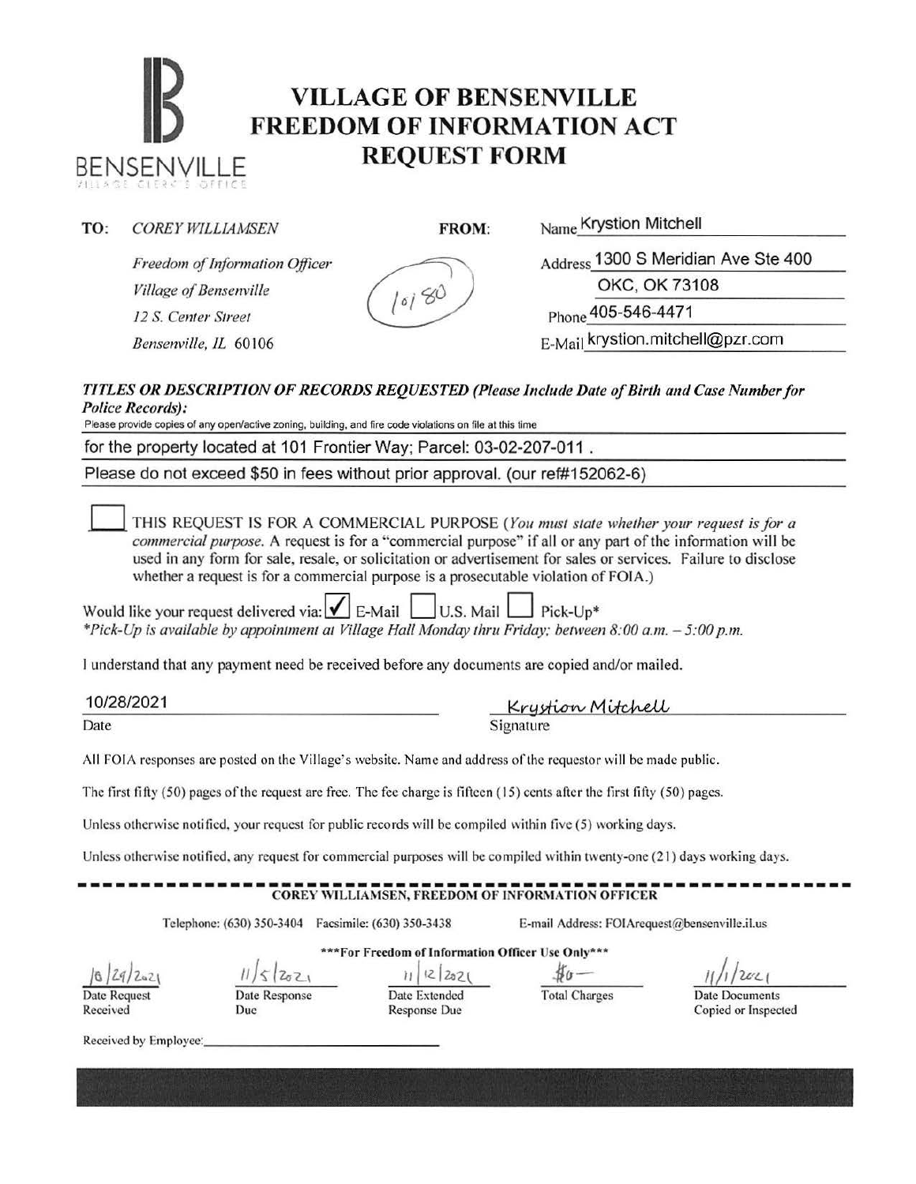BENSENVILLE
VILLAGE CLERK'S OFFICE

# VILLAGE OF BENSENVILLE FREEDOM OF INFORMATION ACT REQUEST FORM

**TO:** *COREY WILLIAMSEN*

*Freedom of Information Officer*
*Village of Bensenville*
*12 S. Center Street*
*Bensenville, IL 60106*

10180

**FROM:**

Name Krystion Mitchell
Address 1300 S Meridian Ave Ste 400
OKC, OK 73108
Phone 405-546-4471
E-Mail krystion.mitchell@pzr.com

***TITLES OR DESCRIPTION OF RECORDS REQUESTED (Please Include Date of Birth and Case Number for Police Records):***

Please provide copies of any open/active zoning, building, and fire code violations on file at this time
for the property located at 101 Frontier Way; Parcel: 03-02-207-011 .
Please do not exceed $50 in fees without prior approval. (our ref#152062-6)

☐ THIS REQUEST IS FOR A COMMERCIAL PURPOSE (*You must state whether your request is for a commercial purpose.* A request is for a "commercial purpose" if all or any part of the information will be used in any form for sale, resale, or solicitation or advertisement for sales or services. Failure to disclose whether a request is for a commercial purpose is a prosecutable violation of FOIA.)

Would like your request delivered via: ☑ E-Mail ☐ U.S. Mail ☐ Pick-Up*
*\*Pick-Up is available by appointment at Village Hall Monday thru Friday; between 8:00 a.m. – 5:00 p.m.*

I understand that any payment need be received before any documents are copied and/or mailed.

10/28/2021 — Date

Krystion Mitchell — Signature

All FOIA responses are posted on the Village's website. Name and address of the requestor will be made public.

The first fifty (50) pages of the request are free. The fee charge is fifteen (15) cents after the first fifty (50) pages.

Unless otherwise notified, your request for public records will be compiled within five (5) working days.

Unless otherwise notified, any request for commercial purposes will be compiled within twenty-one (21) days working days.

**COREY WILLIAMSEN, FREEDOM OF INFORMATION OFFICER**

Telephone: (630) 350-3404 Facsimile: (630) 350-3438 E-mail Address: FOIArequest@bensenville.il.us

\*\*\*For Freedom of Information Officer Use Only\*\*\*

| Date Request Received | Date Response Due | Date Extended Response Due | Total Charges | Date Documents Copied or Inspected |
|---|---|---|---|---|
| 10/29/2021 | 11/5/2021 | 11/12/2021 | $0— | 11/1/2021 |

Received by Employee: \_\_\_\_\_\_\_\_\_\_\_\_\_\_\_\_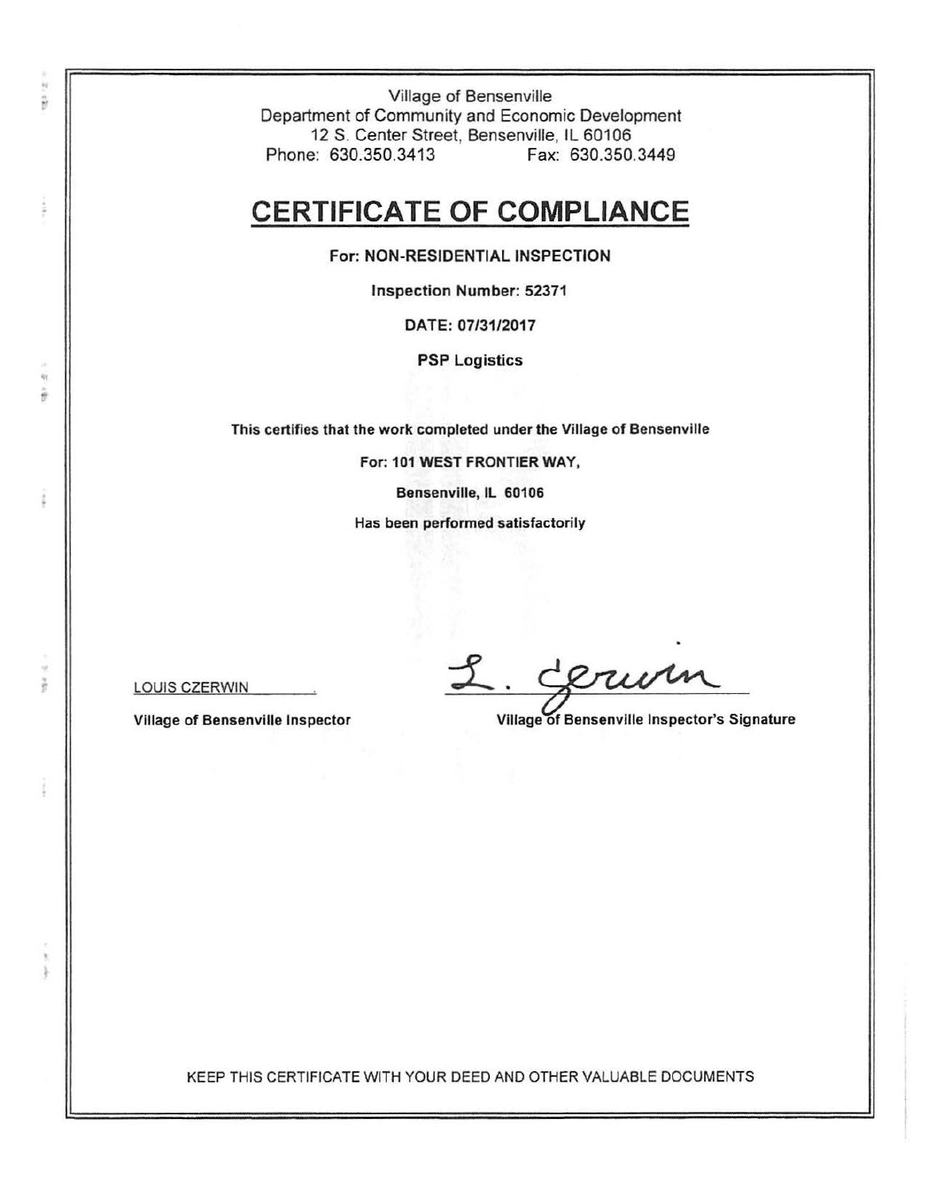Village of Bensenville
Department of Community and Economic Development
12 S. Center Street, Bensenville, IL 60106
Phone: 630.350.3413 Fax: 630.350.3449

# CERTIFICATE OF COMPLIANCE

**For: NON-RESIDENTIAL INSPECTION**

**Inspection Number: 52371**

**DATE: 07/31/2017**

**PSP Logistics**

**This certifies that the work completed under the Village of Bensenville**

**For: 101 WEST FRONTIER WAY,**

**Bensenville, IL 60106**

**Has been performed satisfactorily**

LOUIS CZERWIN

**Village of Bensenville Inspector**

L. Czerwin

**Village of Bensenville Inspector's Signature**

KEEP THIS CERTIFICATE WITH YOUR DEED AND OTHER VALUABLE DOCUMENTS